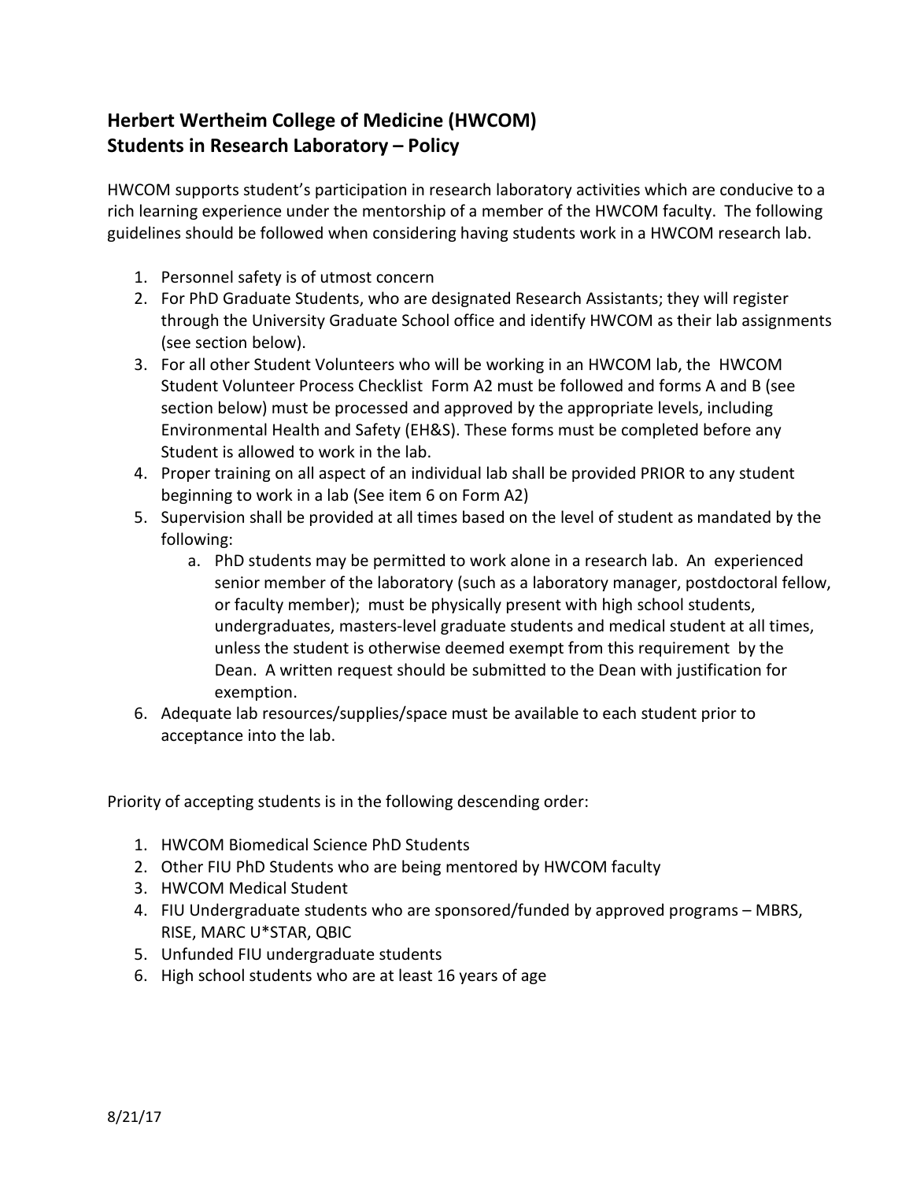## Herbert Wertheim College of Medicine (HWCOM)
## Students in Research Laboratory – Policy

HWCOM supports student's participation in research laboratory activities which are conducive to a rich learning experience under the mentorship of a member of the HWCOM faculty. The following guidelines should be followed when considering having students work in a HWCOM research lab.

1. Personnel safety is of utmost concern
2. For PhD Graduate Students, who are designated Research Assistants; they will register through the University Graduate School office and identify HWCOM as their lab assignments (see section below).
3. For all other Student Volunteers who will be working in an HWCOM lab, the HWCOM Student Volunteer Process Checklist Form A2 must be followed and forms A and B (see section below) must be processed and approved by the appropriate levels, including Environmental Health and Safety (EH&S). These forms must be completed before any Student is allowed to work in the lab.
4. Proper training on all aspect of an individual lab shall be provided PRIOR to any student beginning to work in a lab (See item 6 on Form A2)
5. Supervision shall be provided at all times based on the level of student as mandated by the following:
   a. PhD students may be permitted to work alone in a research lab. An experienced senior member of the laboratory (such as a laboratory manager, postdoctoral fellow, or faculty member); must be physically present with high school students, undergraduates, masters-level graduate students and medical student at all times, unless the student is otherwise deemed exempt from this requirement by the Dean. A written request should be submitted to the Dean with justification for exemption.
6. Adequate lab resources/supplies/space must be available to each student prior to acceptance into the lab.

Priority of accepting students is in the following descending order:

1. HWCOM Biomedical Science PhD Students
2. Other FIU PhD Students who are being mentored by HWCOM faculty
3. HWCOM Medical Student
4. FIU Undergraduate students who are sponsored/funded by approved programs – MBRS, RISE, MARC U*STAR, QBIC
5. Unfunded FIU undergraduate students
6. High school students who are at least 16 years of age

8/21/17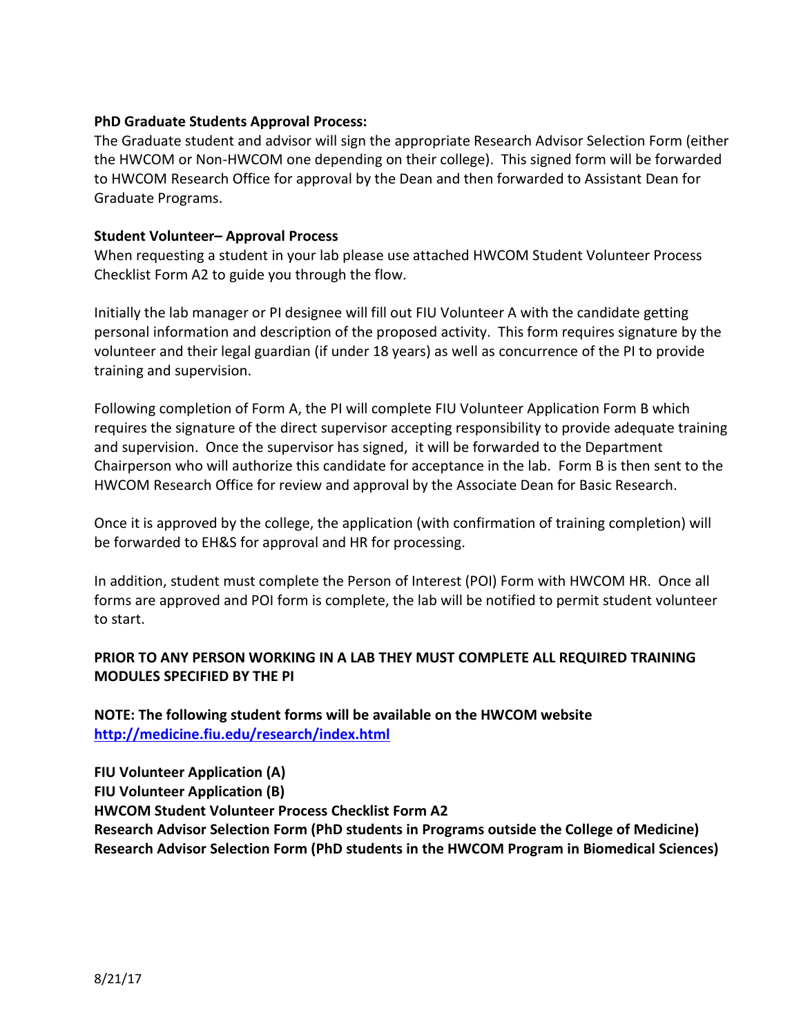**PhD Graduate Students Approval Process:**
The Graduate student and advisor will sign the appropriate Research Advisor Selection Form (either the HWCOM or Non-HWCOM one depending on their college). This signed form will be forwarded to HWCOM Research Office for approval by the Dean and then forwarded to Assistant Dean for Graduate Programs.

**Student Volunteer– Approval Process**
When requesting a student in your lab please use attached HWCOM Student Volunteer Process Checklist Form A2 to guide you through the flow.

Initially the lab manager or PI designee will fill out FIU Volunteer A with the candidate getting personal information and description of the proposed activity. This form requires signature by the volunteer and their legal guardian (if under 18 years) as well as concurrence of the PI to provide training and supervision.

Following completion of Form A, the PI will complete FIU Volunteer Application Form B which requires the signature of the direct supervisor accepting responsibility to provide adequate training and supervision. Once the supervisor has signed, it will be forwarded to the Department Chairperson who will authorize this candidate for acceptance in the lab. Form B is then sent to the HWCOM Research Office for review and approval by the Associate Dean for Basic Research.

Once it is approved by the college, the application (with confirmation of training completion) will be forwarded to EH&S for approval and HR for processing.

In addition, student must complete the Person of Interest (POI) Form with HWCOM HR. Once all forms are approved and POI form is complete, the lab will be notified to permit student volunteer to start.

**PRIOR TO ANY PERSON WORKING IN A LAB THEY MUST COMPLETE ALL REQUIRED TRAINING MODULES SPECIFIED BY THE PI**

**NOTE: The following student forms will be available on the HWCOM website** **[http://medicine.fiu.edu/research/index.html](http://medicine.fiu.edu/research/index.html)**

**FIU Volunteer Application (A)**
**FIU Volunteer Application (B)**
**HWCOM Student Volunteer Process Checklist Form A2**
**Research Advisor Selection Form (PhD students in Programs outside the College of Medicine)**
**Research Advisor Selection Form (PhD students in the HWCOM Program in Biomedical Sciences)**

8/21/17